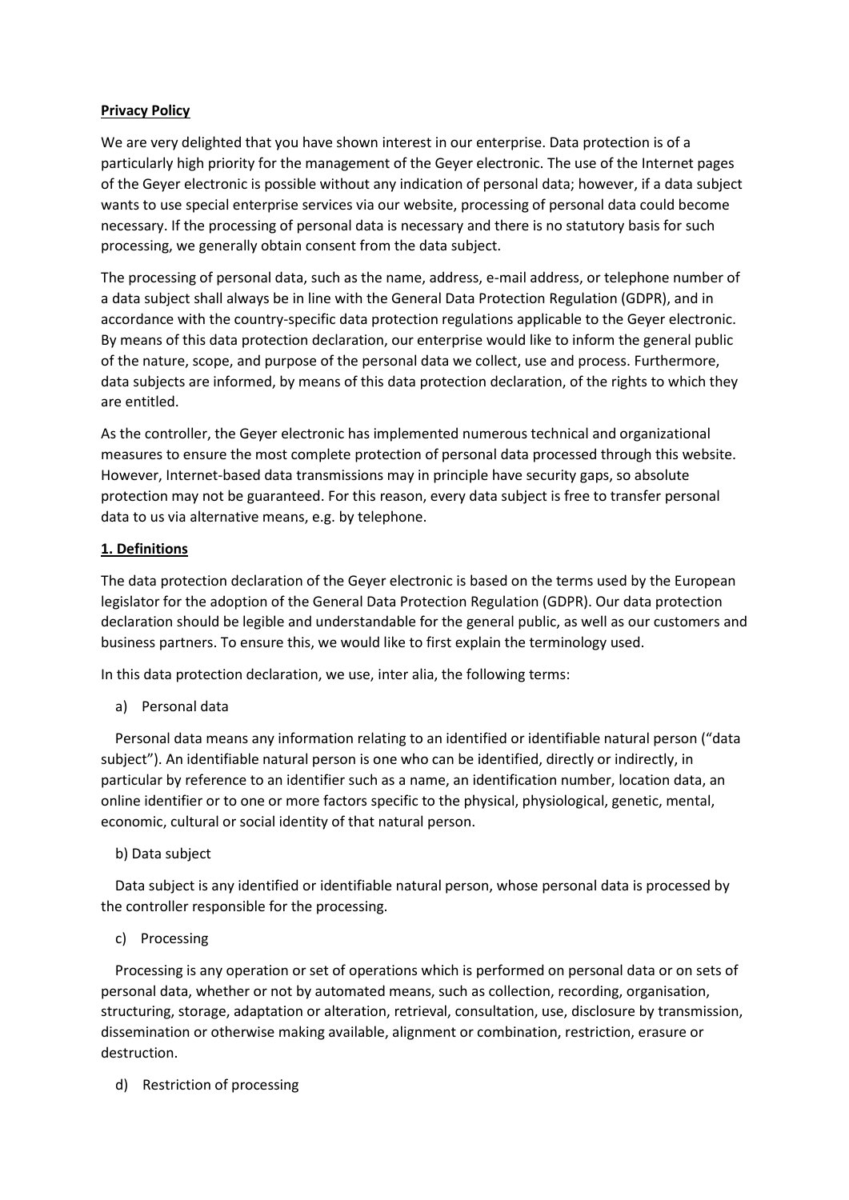**Privacy Policy**

We are very delighted that you have shown interest in our enterprise. Data protection is of a particularly high priority for the management of the Geyer electronic. The use of the Internet pages of the Geyer electronic is possible without any indication of personal data; however, if a data subject wants to use special enterprise services via our website, processing of personal data could become necessary. If the processing of personal data is necessary and there is no statutory basis for such processing, we generally obtain consent from the data subject.

The processing of personal data, such as the name, address, e-mail address, or telephone number of a data subject shall always be in line with the General Data Protection Regulation (GDPR), and in accordance with the country-specific data protection regulations applicable to the Geyer electronic. By means of this data protection declaration, our enterprise would like to inform the general public of the nature, scope, and purpose of the personal data we collect, use and process. Furthermore, data subjects are informed, by means of this data protection declaration, of the rights to which they are entitled.

As the controller, the Geyer electronic has implemented numerous technical and organizational measures to ensure the most complete protection of personal data processed through this website. However, Internet-based data transmissions may in principle have security gaps, so absolute protection may not be guaranteed. For this reason, every data subject is free to transfer personal data to us via alternative means, e.g. by telephone.

**1. Definitions**

The data protection declaration of the Geyer electronic is based on the terms used by the European legislator for the adoption of the General Data Protection Regulation (GDPR). Our data protection declaration should be legible and understandable for the general public, as well as our customers and business partners. To ensure this, we would like to first explain the terminology used.

In this data protection declaration, we use, inter alia, the following terms:

a) Personal data

Personal data means any information relating to an identified or identifiable natural person ("data subject"). An identifiable natural person is one who can be identified, directly or indirectly, in particular by reference to an identifier such as a name, an identification number, location data, an online identifier or to one or more factors specific to the physical, physiological, genetic, mental, economic, cultural or social identity of that natural person.

b) Data subject

Data subject is any identified or identifiable natural person, whose personal data is processed by the controller responsible for the processing.

c) Processing

Processing is any operation or set of operations which is performed on personal data or on sets of personal data, whether or not by automated means, such as collection, recording, organisation, structuring, storage, adaptation or alteration, retrieval, consultation, use, disclosure by transmission, dissemination or otherwise making available, alignment or combination, restriction, erasure or destruction.

d) Restriction of processing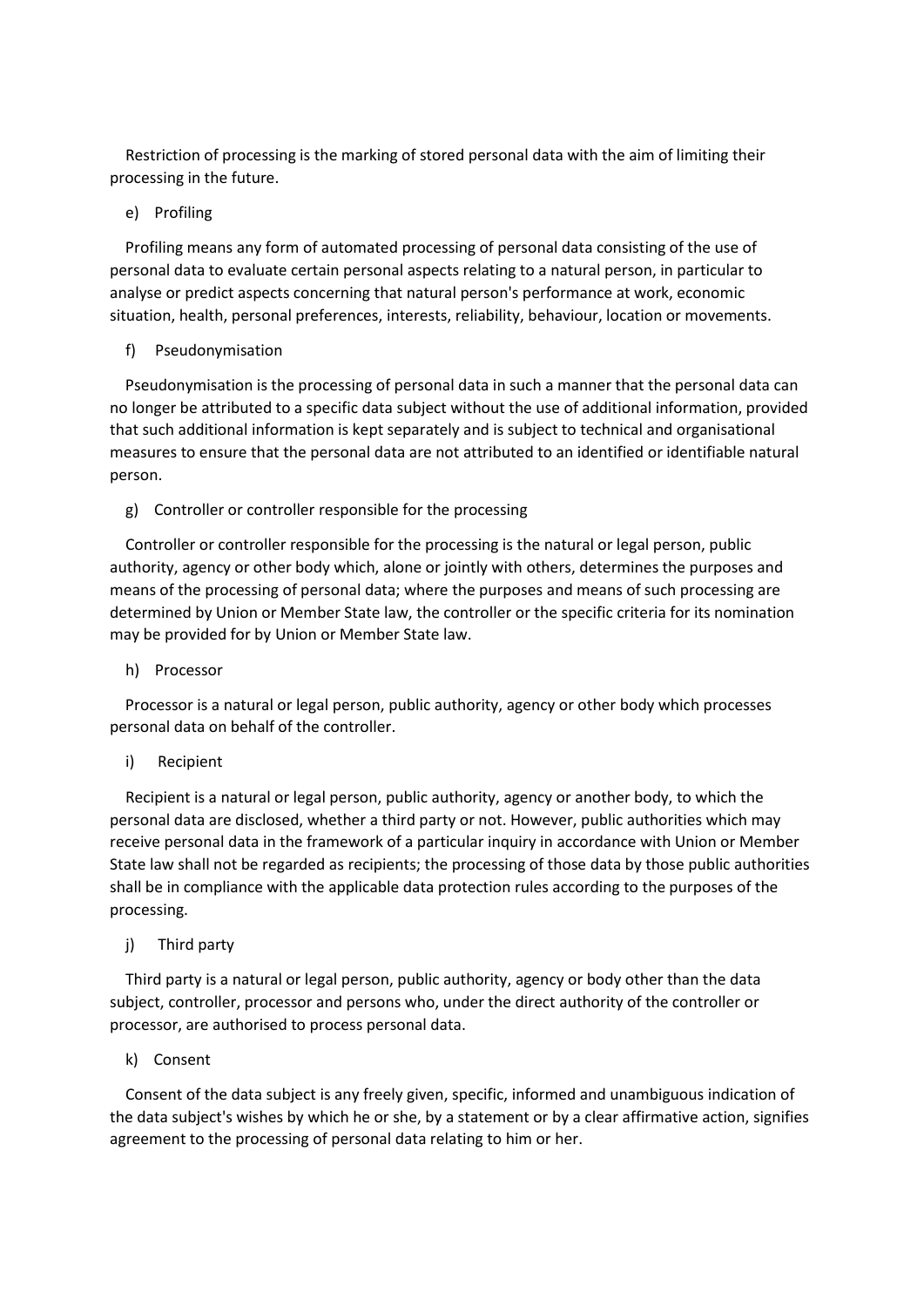Restriction of processing is the marking of stored personal data with the aim of limiting their processing in the future.

e) Profiling

Profiling means any form of automated processing of personal data consisting of the use of personal data to evaluate certain personal aspects relating to a natural person, in particular to analyse or predict aspects concerning that natural person's performance at work, economic situation, health, personal preferences, interests, reliability, behaviour, location or movements.

f) Pseudonymisation

Pseudonymisation is the processing of personal data in such a manner that the personal data can no longer be attributed to a specific data subject without the use of additional information, provided that such additional information is kept separately and is subject to technical and organisational measures to ensure that the personal data are not attributed to an identified or identifiable natural person.

g) Controller or controller responsible for the processing

Controller or controller responsible for the processing is the natural or legal person, public authority, agency or other body which, alone or jointly with others, determines the purposes and means of the processing of personal data; where the purposes and means of such processing are determined by Union or Member State law, the controller or the specific criteria for its nomination may be provided for by Union or Member State law.

h) Processor

Processor is a natural or legal person, public authority, agency or other body which processes personal data on behalf of the controller.

i) Recipient

Recipient is a natural or legal person, public authority, agency or another body, to which the personal data are disclosed, whether a third party or not. However, public authorities which may receive personal data in the framework of a particular inquiry in accordance with Union or Member State law shall not be regarded as recipients; the processing of those data by those public authorities shall be in compliance with the applicable data protection rules according to the purposes of the processing.

j) Third party

Third party is a natural or legal person, public authority, agency or body other than the data subject, controller, processor and persons who, under the direct authority of the controller or processor, are authorised to process personal data.

k) Consent

Consent of the data subject is any freely given, specific, informed and unambiguous indication of the data subject's wishes by which he or she, by a statement or by a clear affirmative action, signifies agreement to the processing of personal data relating to him or her.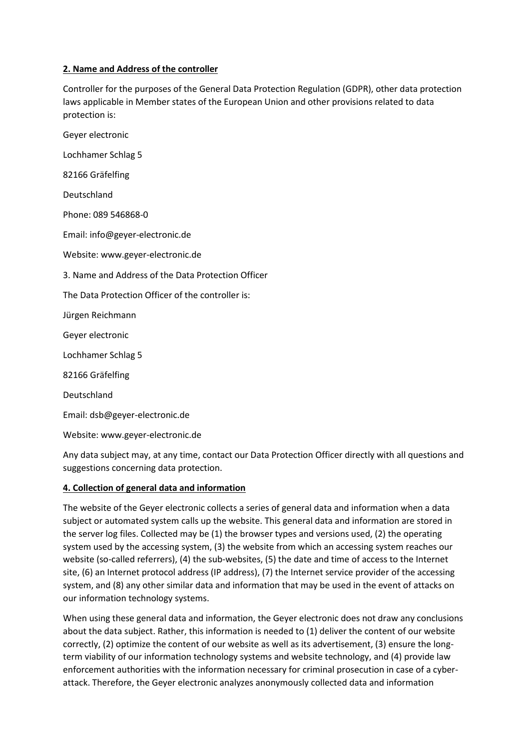## 2. Name and Address of the controller

Controller for the purposes of the General Data Protection Regulation (GDPR), other data protection laws applicable in Member states of the European Union and other provisions related to data protection is:

Geyer electronic

Lochhamer Schlag 5

82166 Gräfelfing

Deutschland

Phone: 089 546868-0

Email: info@geyer-electronic.de

Website: www.geyer-electronic.de

3. Name and Address of the Data Protection Officer

The Data Protection Officer of the controller is:

Jürgen Reichmann

Geyer electronic

Lochhamer Schlag 5

82166 Gräfelfing

Deutschland

Email: dsb@geyer-electronic.de

Website: www.geyer-electronic.de

Any data subject may, at any time, contact our Data Protection Officer directly with all questions and suggestions concerning data protection.

## 4. Collection of general data and information

The website of the Geyer electronic collects a series of general data and information when a data subject or automated system calls up the website. This general data and information are stored in the server log files. Collected may be (1) the browser types and versions used, (2) the operating system used by the accessing system, (3) the website from which an accessing system reaches our website (so-called referrers), (4) the sub-websites, (5) the date and time of access to the Internet site, (6) an Internet protocol address (IP address), (7) the Internet service provider of the accessing system, and (8) any other similar data and information that may be used in the event of attacks on our information technology systems.

When using these general data and information, the Geyer electronic does not draw any conclusions about the data subject. Rather, this information is needed to (1) deliver the content of our website correctly, (2) optimize the content of our website as well as its advertisement, (3) ensure the long-term viability of our information technology systems and website technology, and (4) provide law enforcement authorities with the information necessary for criminal prosecution in case of a cyber-attack. Therefore, the Geyer electronic analyzes anonymously collected data and information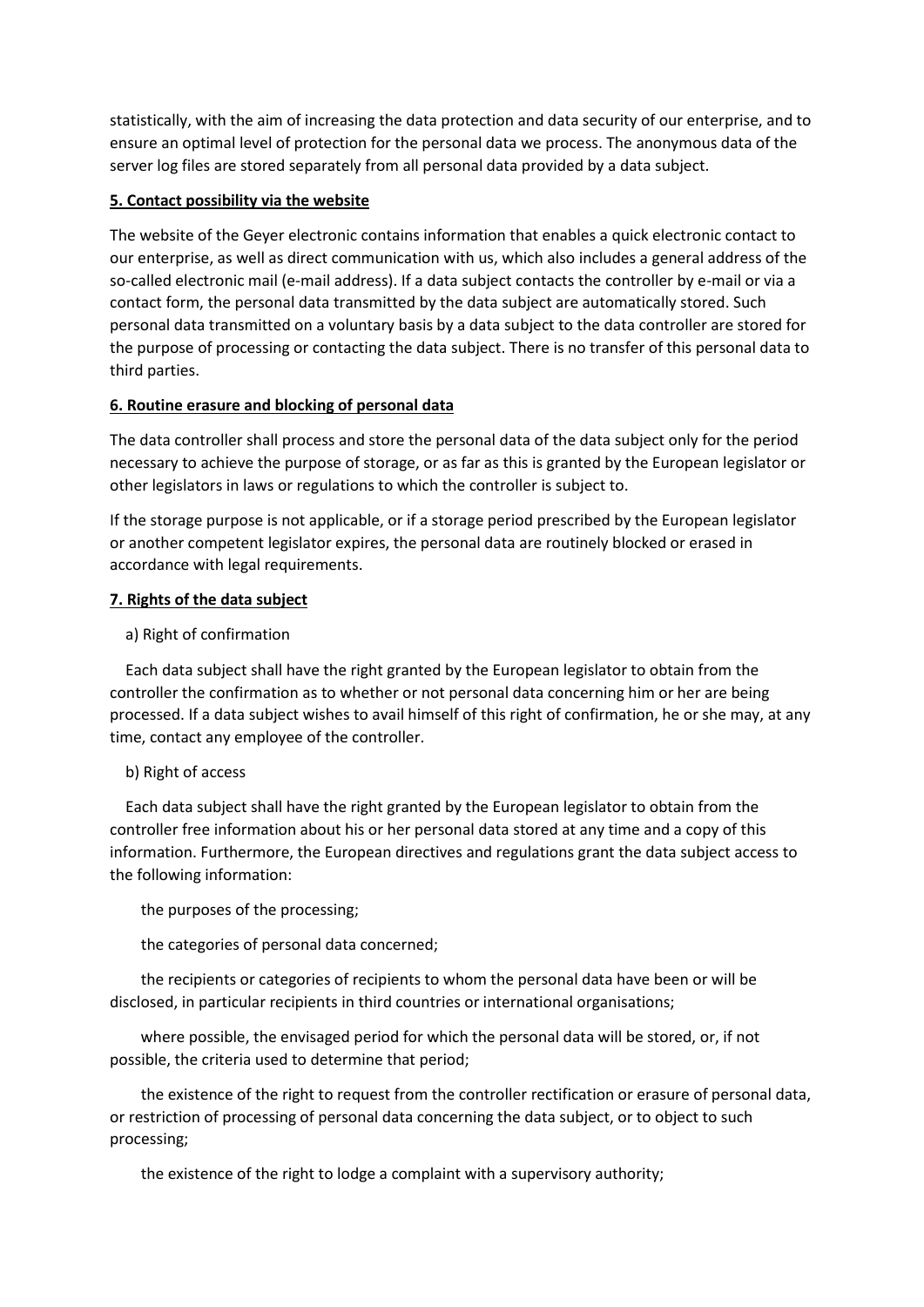statistically, with the aim of increasing the data protection and data security of our enterprise, and to ensure an optimal level of protection for the personal data we process. The anonymous data of the server log files are stored separately from all personal data provided by a data subject.

**5. Contact possibility via the website**

The website of the Geyer electronic contains information that enables a quick electronic contact to our enterprise, as well as direct communication with us, which also includes a general address of the so-called electronic mail (e-mail address). If a data subject contacts the controller by e-mail or via a contact form, the personal data transmitted by the data subject are automatically stored. Such personal data transmitted on a voluntary basis by a data subject to the data controller are stored for the purpose of processing or contacting the data subject. There is no transfer of this personal data to third parties.

**6. Routine erasure and blocking of personal data**

The data controller shall process and store the personal data of the data subject only for the period necessary to achieve the purpose of storage, or as far as this is granted by the European legislator or other legislators in laws or regulations to which the controller is subject to.

If the storage purpose is not applicable, or if a storage period prescribed by the European legislator or another competent legislator expires, the personal data are routinely blocked or erased in accordance with legal requirements.

**7. Rights of the data subject**

a) Right of confirmation

Each data subject shall have the right granted by the European legislator to obtain from the controller the confirmation as to whether or not personal data concerning him or her are being processed. If a data subject wishes to avail himself of this right of confirmation, he or she may, at any time, contact any employee of the controller.

b) Right of access

Each data subject shall have the right granted by the European legislator to obtain from the controller free information about his or her personal data stored at any time and a copy of this information. Furthermore, the European directives and regulations grant the data subject access to the following information:

the purposes of the processing;

the categories of personal data concerned;

the recipients or categories of recipients to whom the personal data have been or will be disclosed, in particular recipients in third countries or international organisations;

where possible, the envisaged period for which the personal data will be stored, or, if not possible, the criteria used to determine that period;

the existence of the right to request from the controller rectification or erasure of personal data, or restriction of processing of personal data concerning the data subject, or to object to such processing;

the existence of the right to lodge a complaint with a supervisory authority;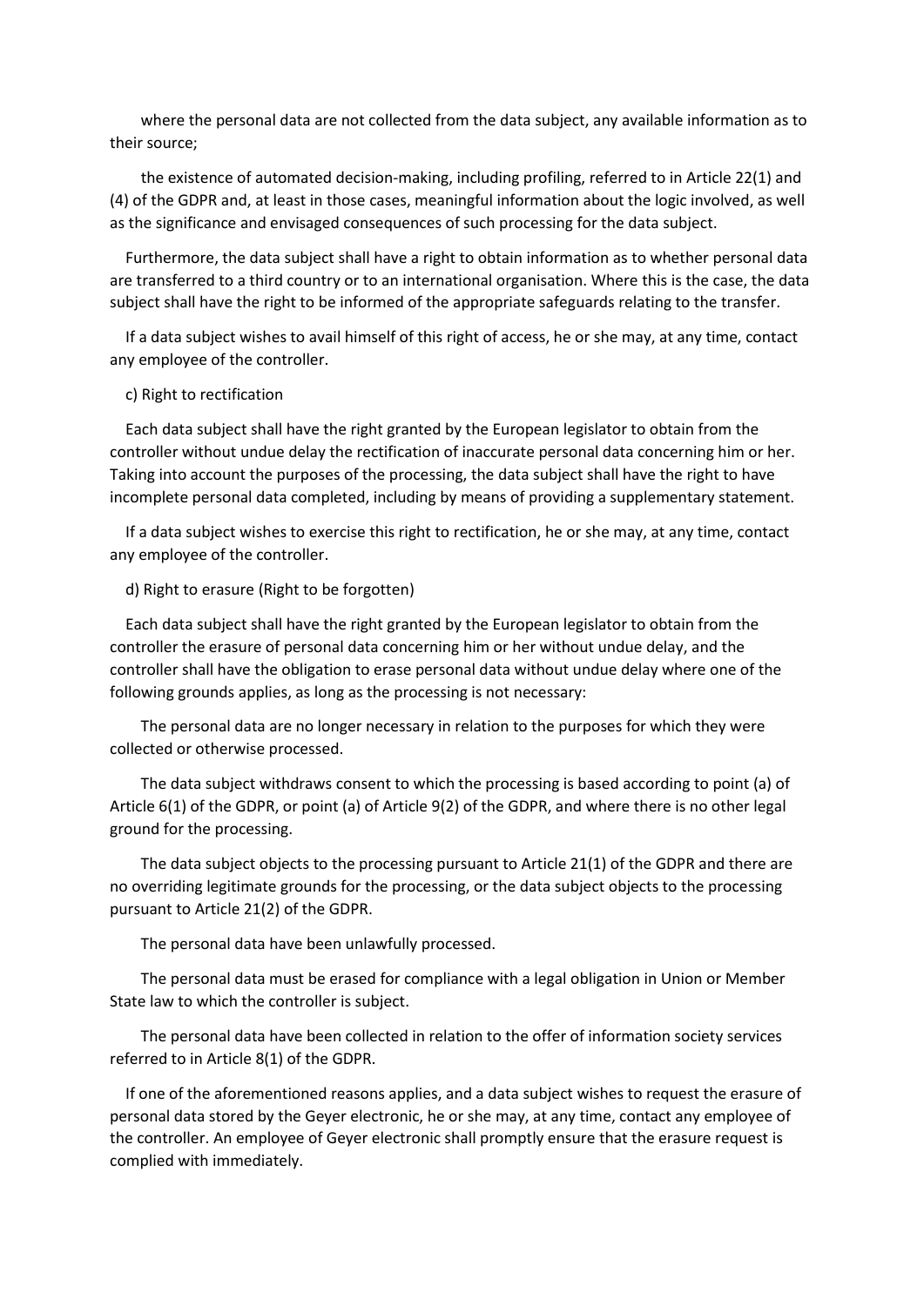where the personal data are not collected from the data subject, any available information as to their source;

the existence of automated decision-making, including profiling, referred to in Article 22(1) and (4) of the GDPR and, at least in those cases, meaningful information about the logic involved, as well as the significance and envisaged consequences of such processing for the data subject.

Furthermore, the data subject shall have a right to obtain information as to whether personal data are transferred to a third country or to an international organisation. Where this is the case, the data subject shall have the right to be informed of the appropriate safeguards relating to the transfer.

If a data subject wishes to avail himself of this right of access, he or she may, at any time, contact any employee of the controller.

c) Right to rectification

Each data subject shall have the right granted by the European legislator to obtain from the controller without undue delay the rectification of inaccurate personal data concerning him or her. Taking into account the purposes of the processing, the data subject shall have the right to have incomplete personal data completed, including by means of providing a supplementary statement.

If a data subject wishes to exercise this right to rectification, he or she may, at any time, contact any employee of the controller.

d) Right to erasure (Right to be forgotten)

Each data subject shall have the right granted by the European legislator to obtain from the controller the erasure of personal data concerning him or her without undue delay, and the controller shall have the obligation to erase personal data without undue delay where one of the following grounds applies, as long as the processing is not necessary:

The personal data are no longer necessary in relation to the purposes for which they were collected or otherwise processed.

The data subject withdraws consent to which the processing is based according to point (a) of Article 6(1) of the GDPR, or point (a) of Article 9(2) of the GDPR, and where there is no other legal ground for the processing.

The data subject objects to the processing pursuant to Article 21(1) of the GDPR and there are no overriding legitimate grounds for the processing, or the data subject objects to the processing pursuant to Article 21(2) of the GDPR.

The personal data have been unlawfully processed.

The personal data must be erased for compliance with a legal obligation in Union or Member State law to which the controller is subject.

The personal data have been collected in relation to the offer of information society services referred to in Article 8(1) of the GDPR.

If one of the aforementioned reasons applies, and a data subject wishes to request the erasure of personal data stored by the Geyer electronic, he or she may, at any time, contact any employee of the controller. An employee of Geyer electronic shall promptly ensure that the erasure request is complied with immediately.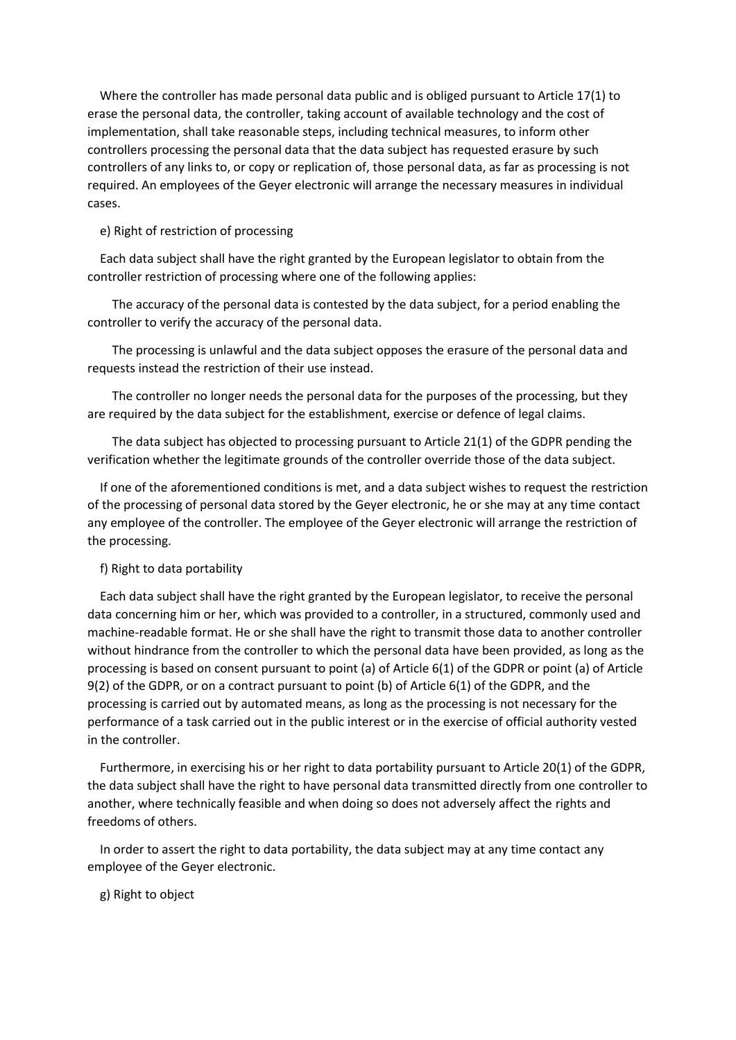Where the controller has made personal data public and is obliged pursuant to Article 17(1) to erase the personal data, the controller, taking account of available technology and the cost of implementation, shall take reasonable steps, including technical measures, to inform other controllers processing the personal data that the data subject has requested erasure by such controllers of any links to, or copy or replication of, those personal data, as far as processing is not required. An employees of the Geyer electronic will arrange the necessary measures in individual cases.

e) Right of restriction of processing

Each data subject shall have the right granted by the European legislator to obtain from the controller restriction of processing where one of the following applies:

The accuracy of the personal data is contested by the data subject, for a period enabling the controller to verify the accuracy of the personal data.

The processing is unlawful and the data subject opposes the erasure of the personal data and requests instead the restriction of their use instead.

The controller no longer needs the personal data for the purposes of the processing, but they are required by the data subject for the establishment, exercise or defence of legal claims.

The data subject has objected to processing pursuant to Article 21(1) of the GDPR pending the verification whether the legitimate grounds of the controller override those of the data subject.

If one of the aforementioned conditions is met, and a data subject wishes to request the restriction of the processing of personal data stored by the Geyer electronic, he or she may at any time contact any employee of the controller. The employee of the Geyer electronic will arrange the restriction of the processing.

f) Right to data portability

Each data subject shall have the right granted by the European legislator, to receive the personal data concerning him or her, which was provided to a controller, in a structured, commonly used and machine-readable format. He or she shall have the right to transmit those data to another controller without hindrance from the controller to which the personal data have been provided, as long as the processing is based on consent pursuant to point (a) of Article 6(1) of the GDPR or point (a) of Article 9(2) of the GDPR, or on a contract pursuant to point (b) of Article 6(1) of the GDPR, and the processing is carried out by automated means, as long as the processing is not necessary for the performance of a task carried out in the public interest or in the exercise of official authority vested in the controller.

Furthermore, in exercising his or her right to data portability pursuant to Article 20(1) of the GDPR, the data subject shall have the right to have personal data transmitted directly from one controller to another, where technically feasible and when doing so does not adversely affect the rights and freedoms of others.

In order to assert the right to data portability, the data subject may at any time contact any employee of the Geyer electronic.

g) Right to object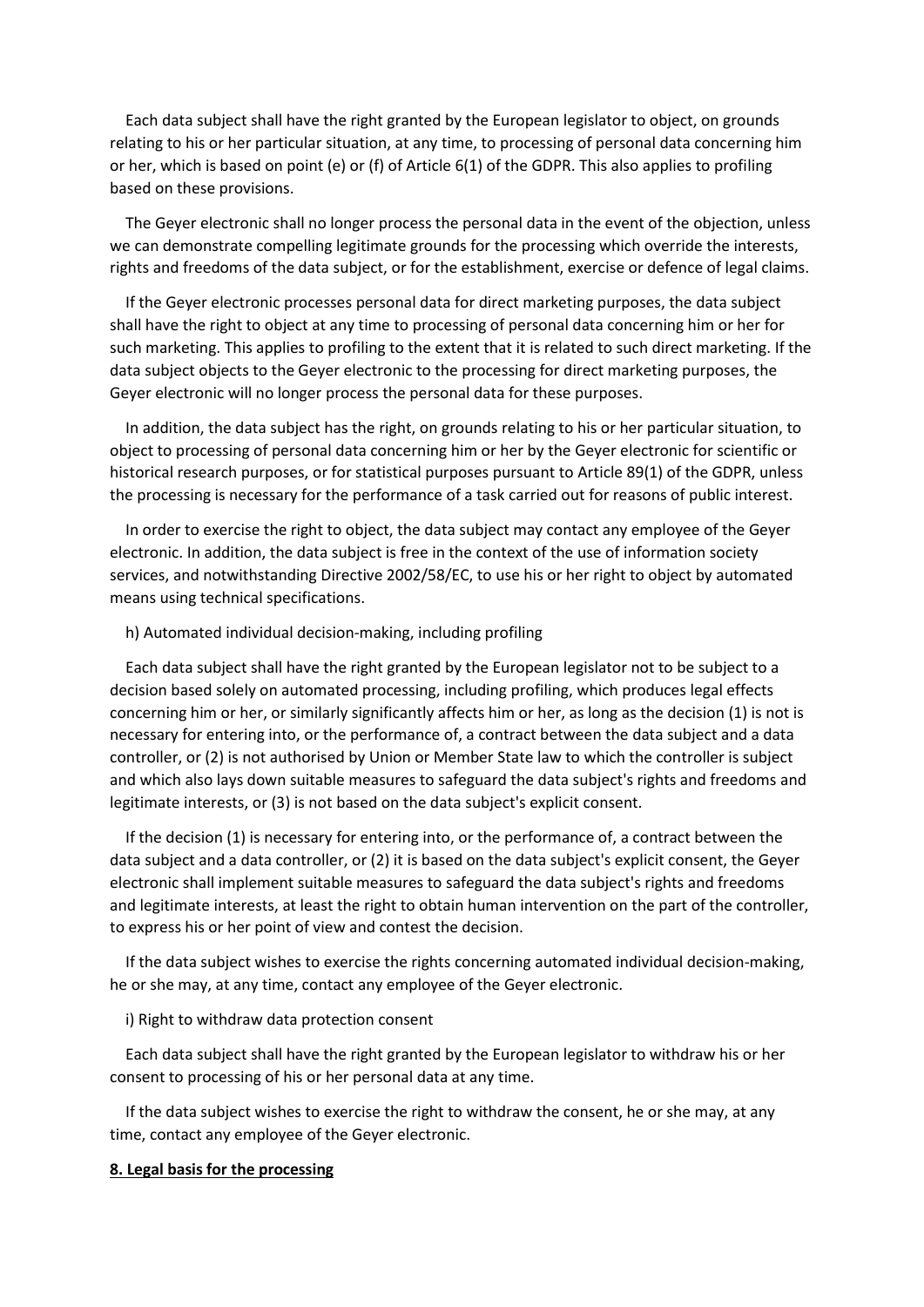Each data subject shall have the right granted by the European legislator to object, on grounds relating to his or her particular situation, at any time, to processing of personal data concerning him or her, which is based on point (e) or (f) of Article 6(1) of the GDPR. This also applies to profiling based on these provisions.

The Geyer electronic shall no longer process the personal data in the event of the objection, unless we can demonstrate compelling legitimate grounds for the processing which override the interests, rights and freedoms of the data subject, or for the establishment, exercise or defence of legal claims.

If the Geyer electronic processes personal data for direct marketing purposes, the data subject shall have the right to object at any time to processing of personal data concerning him or her for such marketing. This applies to profiling to the extent that it is related to such direct marketing. If the data subject objects to the Geyer electronic to the processing for direct marketing purposes, the Geyer electronic will no longer process the personal data for these purposes.

In addition, the data subject has the right, on grounds relating to his or her particular situation, to object to processing of personal data concerning him or her by the Geyer electronic for scientific or historical research purposes, or for statistical purposes pursuant to Article 89(1) of the GDPR, unless the processing is necessary for the performance of a task carried out for reasons of public interest.

In order to exercise the right to object, the data subject may contact any employee of the Geyer electronic. In addition, the data subject is free in the context of the use of information society services, and notwithstanding Directive 2002/58/EC, to use his or her right to object by automated means using technical specifications.

h) Automated individual decision-making, including profiling

Each data subject shall have the right granted by the European legislator not to be subject to a decision based solely on automated processing, including profiling, which produces legal effects concerning him or her, or similarly significantly affects him or her, as long as the decision (1) is not is necessary for entering into, or the performance of, a contract between the data subject and a data controller, or (2) is not authorised by Union or Member State law to which the controller is subject and which also lays down suitable measures to safeguard the data subject's rights and freedoms and legitimate interests, or (3) is not based on the data subject's explicit consent.

If the decision (1) is necessary for entering into, or the performance of, a contract between the data subject and a data controller, or (2) it is based on the data subject's explicit consent, the Geyer electronic shall implement suitable measures to safeguard the data subject's rights and freedoms and legitimate interests, at least the right to obtain human intervention on the part of the controller, to express his or her point of view and contest the decision.

If the data subject wishes to exercise the rights concerning automated individual decision-making, he or she may, at any time, contact any employee of the Geyer electronic.

i) Right to withdraw data protection consent

Each data subject shall have the right granted by the European legislator to withdraw his or her consent to processing of his or her personal data at any time.

If the data subject wishes to exercise the right to withdraw the consent, he or she may, at any time, contact any employee of the Geyer electronic.

## 8. Legal basis for the processing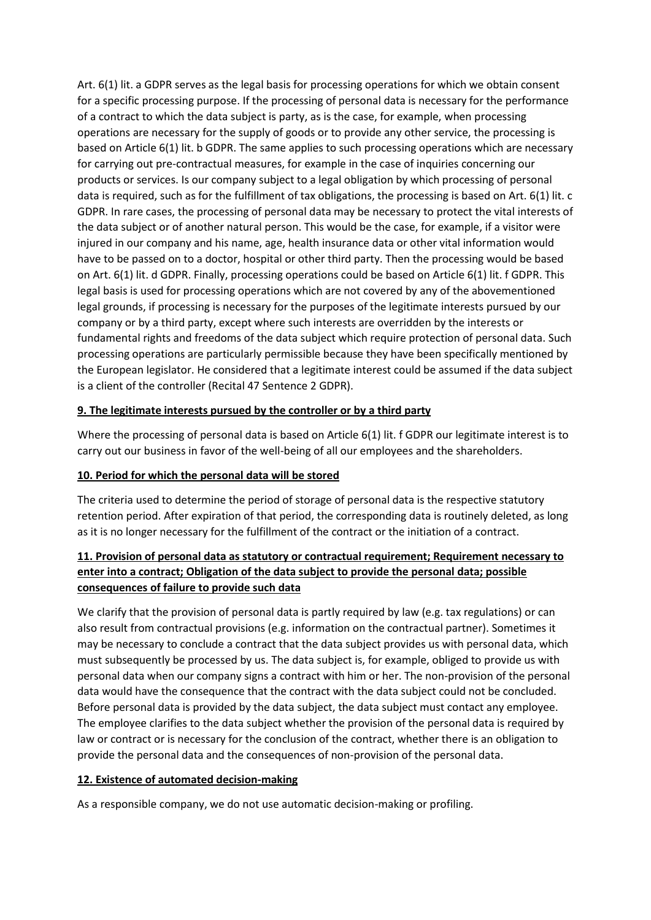Art. 6(1) lit. a GDPR serves as the legal basis for processing operations for which we obtain consent for a specific processing purpose. If the processing of personal data is necessary for the performance of a contract to which the data subject is party, as is the case, for example, when processing operations are necessary for the supply of goods or to provide any other service, the processing is based on Article 6(1) lit. b GDPR. The same applies to such processing operations which are necessary for carrying out pre-contractual measures, for example in the case of inquiries concerning our products or services. Is our company subject to a legal obligation by which processing of personal data is required, such as for the fulfillment of tax obligations, the processing is based on Art. 6(1) lit. c GDPR. In rare cases, the processing of personal data may be necessary to protect the vital interests of the data subject or of another natural person. This would be the case, for example, if a visitor were injured in our company and his name, age, health insurance data or other vital information would have to be passed on to a doctor, hospital or other third party. Then the processing would be based on Art. 6(1) lit. d GDPR. Finally, processing operations could be based on Article 6(1) lit. f GDPR. This legal basis is used for processing operations which are not covered by any of the abovementioned legal grounds, if processing is necessary for the purposes of the legitimate interests pursued by our company or by a third party, except where such interests are overridden by the interests or fundamental rights and freedoms of the data subject which require protection of personal data. Such processing operations are particularly permissible because they have been specifically mentioned by the European legislator. He considered that a legitimate interest could be assumed if the data subject is a client of the controller (Recital 47 Sentence 2 GDPR).

## 9. The legitimate interests pursued by the controller or by a third party

Where the processing of personal data is based on Article 6(1) lit. f GDPR our legitimate interest is to carry out our business in favor of the well-being of all our employees and the shareholders.

## 10. Period for which the personal data will be stored

The criteria used to determine the period of storage of personal data is the respective statutory retention period. After expiration of that period, the corresponding data is routinely deleted, as long as it is no longer necessary for the fulfillment of the contract or the initiation of a contract.

## 11. Provision of personal data as statutory or contractual requirement; Requirement necessary to enter into a contract; Obligation of the data subject to provide the personal data; possible consequences of failure to provide such data

We clarify that the provision of personal data is partly required by law (e.g. tax regulations) or can also result from contractual provisions (e.g. information on the contractual partner). Sometimes it may be necessary to conclude a contract that the data subject provides us with personal data, which must subsequently be processed by us. The data subject is, for example, obliged to provide us with personal data when our company signs a contract with him or her. The non-provision of the personal data would have the consequence that the contract with the data subject could not be concluded. Before personal data is provided by the data subject, the data subject must contact any employee. The employee clarifies to the data subject whether the provision of the personal data is required by law or contract or is necessary for the conclusion of the contract, whether there is an obligation to provide the personal data and the consequences of non-provision of the personal data.

## 12. Existence of automated decision-making

As a responsible company, we do not use automatic decision-making or profiling.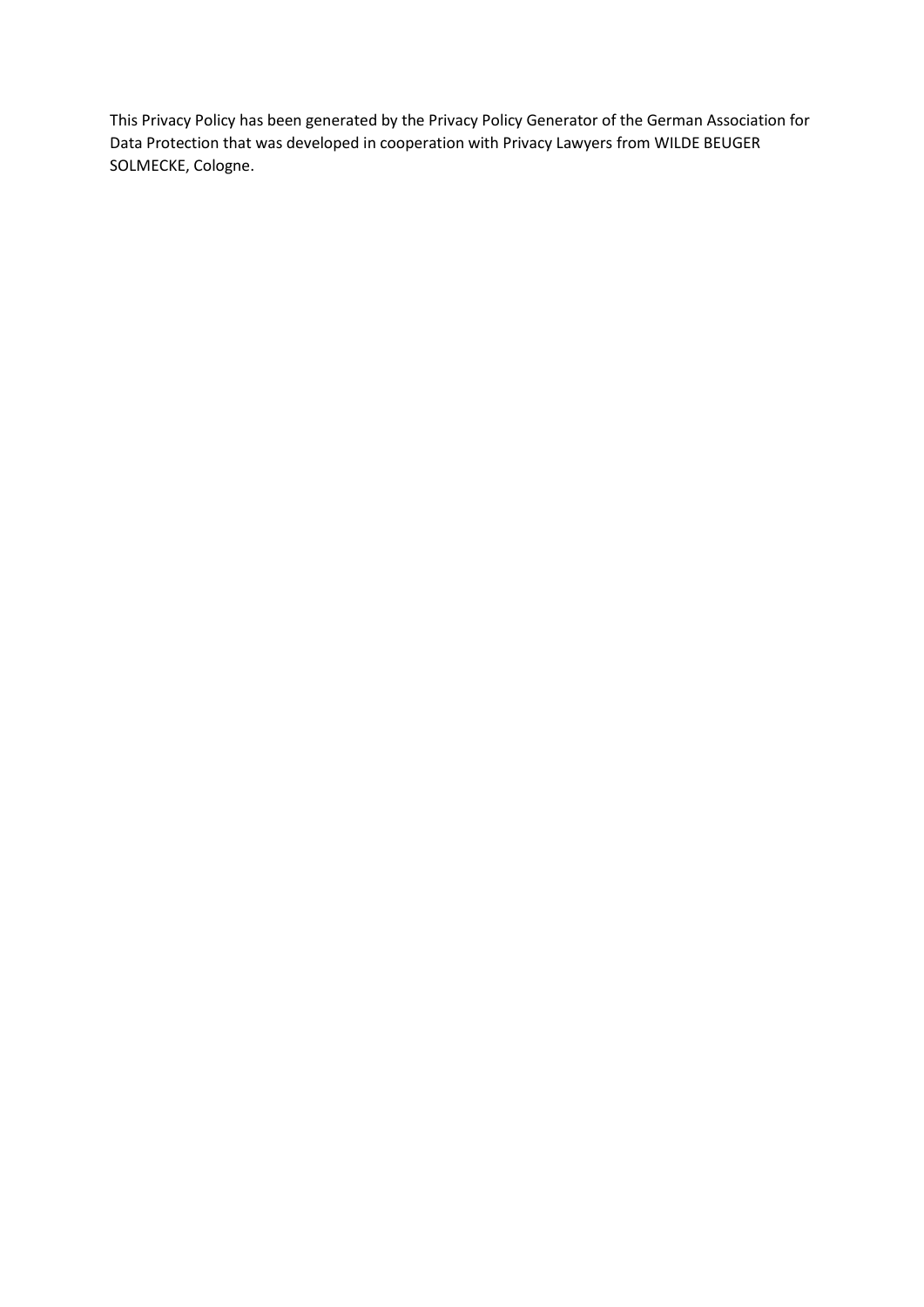This Privacy Policy has been generated by the Privacy Policy Generator of the German Association for Data Protection that was developed in cooperation with Privacy Lawyers from WILDE BEUGER SOLMECKE, Cologne.